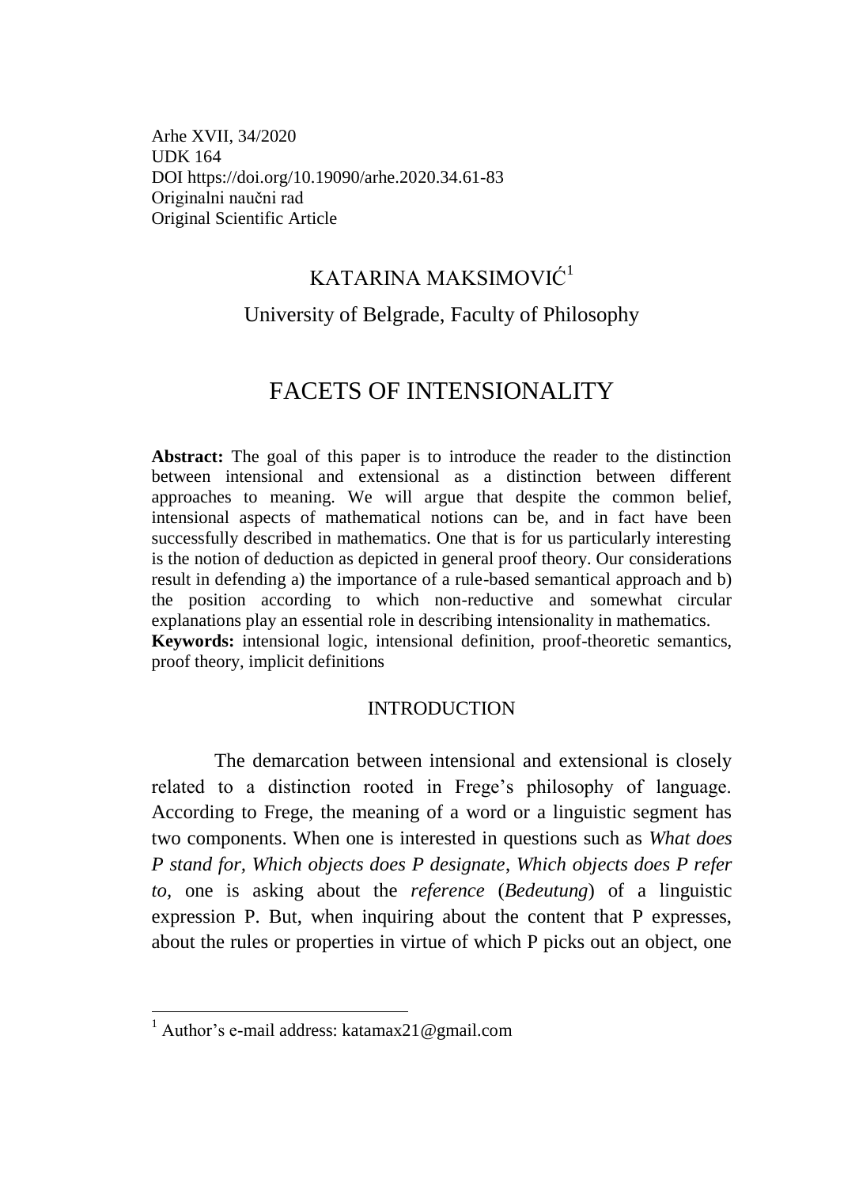Arhe XVII, 34/2020
UDK 164
DOI https://doi.org/10.19090/arhe.2020.34.61-83
Originalni naučni rad
Original Scientific Article

KATARINA MAKSIMOVIĆ[1]

University of Belgrade, Faculty of Philosophy

# FACETS OF INTENSIONALITY

**Abstract:** The goal of this paper is to introduce the reader to the distinction between intensional and extensional as a distinction between different approaches to meaning. We will argue that despite the common belief, intensional aspects of mathematical notions can be, and in fact have been successfully described in mathematics. One that is for us particularly interesting is the notion of deduction as depicted in general proof theory. Our considerations result in defending a) the importance of a rule-based semantical approach and b) the position according to which non-reductive and somewhat circular explanations play an essential role in describing intensionality in mathematics.

**Keywords:** intensional logic, intensional definition, proof-theoretic semantics, proof theory, implicit definitions

## INTRODUCTION

The demarcation between intensional and extensional is closely related to a distinction rooted in Frege's philosophy of language. According to Frege, the meaning of a word or a linguistic segment has two components. When one is interested in questions such as *What does P stand for, Which objects does P designate, Which objects does P refer to,* one is asking about the *reference* (*Bedeutung*) of a linguistic expression P. But, when inquiring about the content that P expresses, about the rules or properties in virtue of which P picks out an object, one

[1] Author's e-mail address: katamax21@gmail.com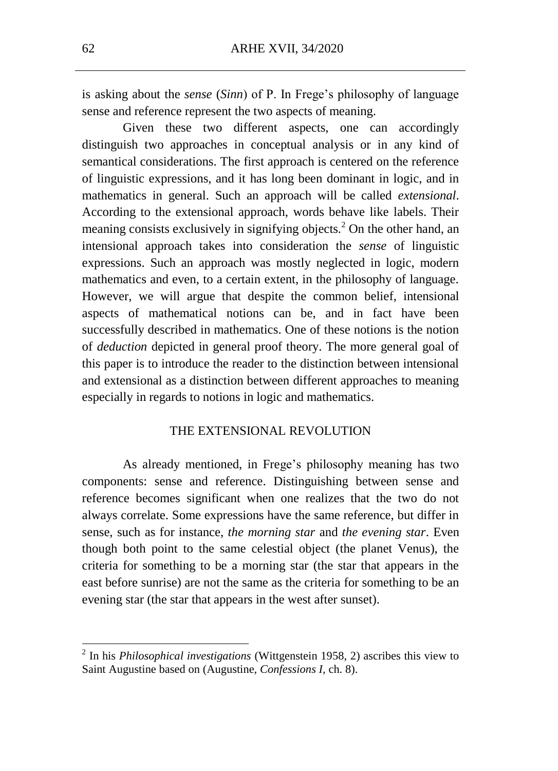is asking about the *sense* (*Sinn*) of P. In Frege's philosophy of language sense and reference represent the two aspects of meaning.

Given these two different aspects, one can accordingly distinguish two approaches in conceptual analysis or in any kind of semantical considerations. The first approach is centered on the reference of linguistic expressions, and it has long been dominant in logic, and in mathematics in general. Such an approach will be called *extensional*. According to the extensional approach, words behave like labels. Their meaning consists exclusively in signifying objects.[2] On the other hand, an intensional approach takes into consideration the *sense* of linguistic expressions. Such an approach was mostly neglected in logic, modern mathematics and even, to a certain extent, in the philosophy of language. However, we will argue that despite the common belief, intensional aspects of mathematical notions can be, and in fact have been successfully described in mathematics. One of these notions is the notion of *deduction* depicted in general proof theory. The more general goal of this paper is to introduce the reader to the distinction between intensional and extensional as a distinction between different approaches to meaning especially in regards to notions in logic and mathematics.

## THE EXTENSIONAL REVOLUTION

As already mentioned, in Frege's philosophy meaning has two components: sense and reference. Distinguishing between sense and reference becomes significant when one realizes that the two do not always correlate. Some expressions have the same reference, but differ in sense, such as for instance, *the morning star* and *the evening star*. Even though both point to the same celestial object (the planet Venus), the criteria for something to be a morning star (the star that appears in the east before sunrise) are not the same as the criteria for something to be an evening star (the star that appears in the west after sunset).

---

[2] In his *Philosophical investigations* (Wittgenstein 1958, 2) ascribes this view to Saint Augustine based on (Augustine, *Confessions I*, ch. 8).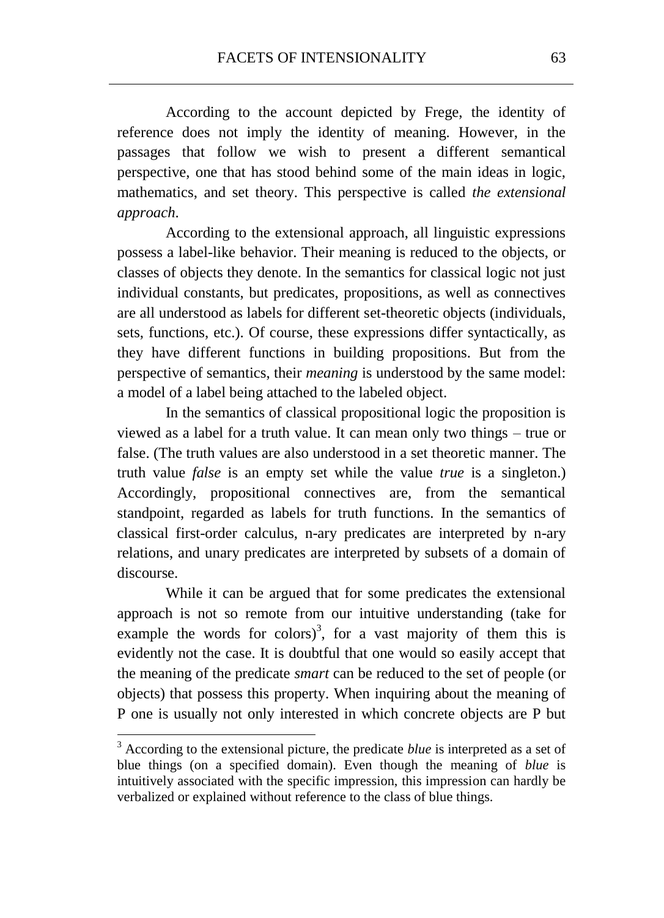According to the account depicted by Frege, the identity of reference does not imply the identity of meaning. However, in the passages that follow we wish to present a different semantical perspective, one that has stood behind some of the main ideas in logic, mathematics, and set theory. This perspective is called *the extensional approach*.

According to the extensional approach, all linguistic expressions possess a label-like behavior. Their meaning is reduced to the objects, or classes of objects they denote. In the semantics for classical logic not just individual constants, but predicates, propositions, as well as connectives are all understood as labels for different set-theoretic objects (individuals, sets, functions, etc.). Of course, these expressions differ syntactically, as they have different functions in building propositions. But from the perspective of semantics, their *meaning* is understood by the same model: a model of a label being attached to the labeled object.

In the semantics of classical propositional logic the proposition is viewed as a label for a truth value. It can mean only two things – true or false. (The truth values are also understood in a set theoretic manner. The truth value *false* is an empty set while the value *true* is a singleton.) Accordingly, propositional connectives are, from the semantical standpoint, regarded as labels for truth functions. In the semantics of classical first-order calculus, n-ary predicates are interpreted by n-ary relations, and unary predicates are interpreted by subsets of a domain of discourse.

While it can be argued that for some predicates the extensional approach is not so remote from our intuitive understanding (take for example the words for colors)[3], for a vast majority of them this is evidently not the case. It is doubtful that one would so easily accept that the meaning of the predicate *smart* can be reduced to the set of people (or objects) that possess this property. When inquiring about the meaning of P one is usually not only interested in which concrete objects are P but

[3] According to the extensional picture, the predicate *blue* is interpreted as a set of blue things (on a specified domain). Even though the meaning of *blue* is intuitively associated with the specific impression, this impression can hardly be verbalized or explained without reference to the class of blue things.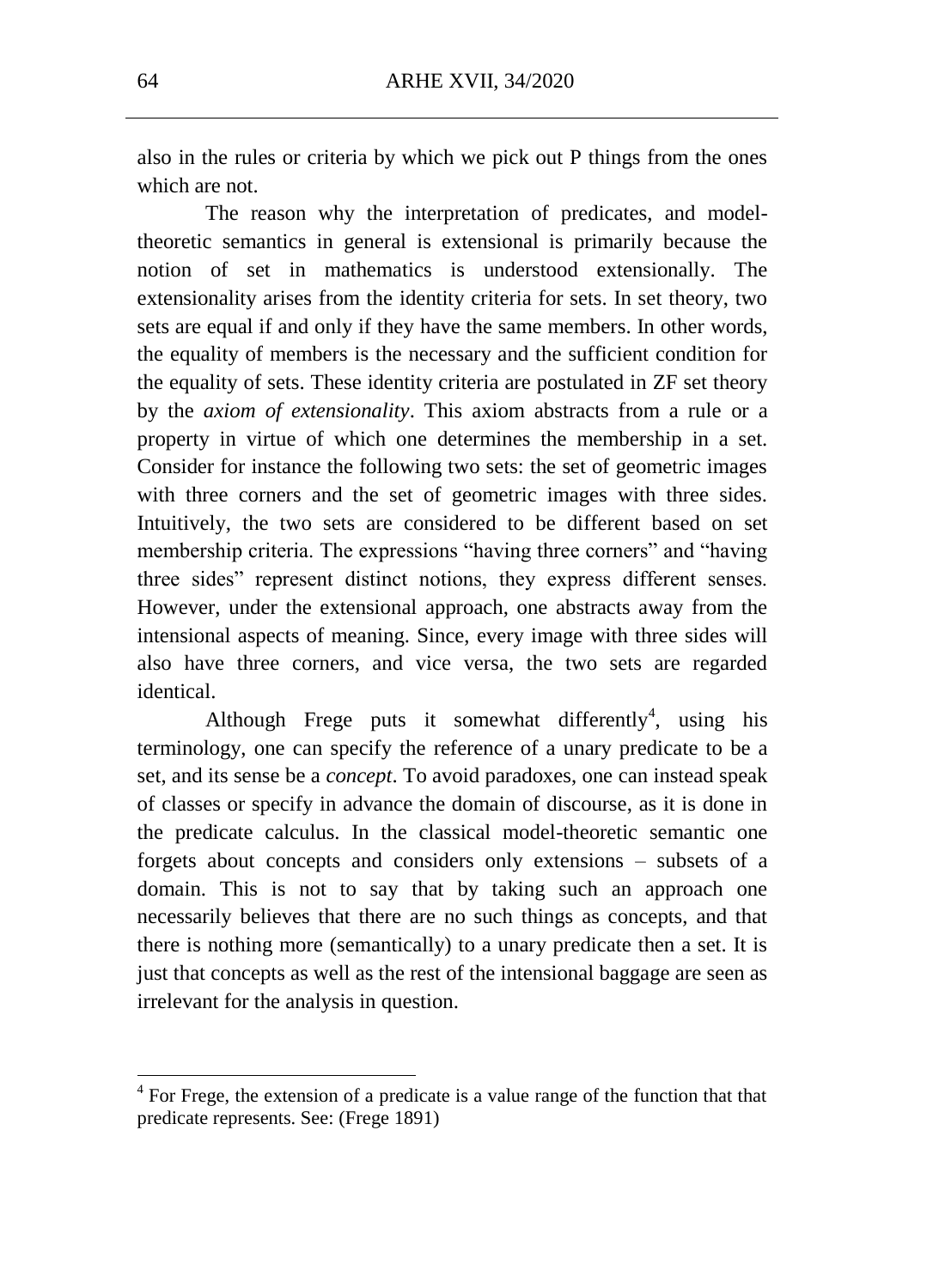also in the rules or criteria by which we pick out P things from the ones which are not.

The reason why the interpretation of predicates, and model-theoretic semantics in general is extensional is primarily because the notion of set in mathematics is understood extensionally. The extensionality arises from the identity criteria for sets. In set theory, two sets are equal if and only if they have the same members. In other words, the equality of members is the necessary and the sufficient condition for the equality of sets. These identity criteria are postulated in ZF set theory by the *axiom of extensionality*. This axiom abstracts from a rule or a property in virtue of which one determines the membership in a set. Consider for instance the following two sets: the set of geometric images with three corners and the set of geometric images with three sides. Intuitively, the two sets are considered to be different based on set membership criteria. The expressions "having three corners" and "having three sides" represent distinct notions, they express different senses. However, under the extensional approach, one abstracts away from the intensional aspects of meaning. Since, every image with three sides will also have three corners, and vice versa, the two sets are regarded identical.

Although Frege puts it somewhat differently[4], using his terminology, one can specify the reference of a unary predicate to be a set, and its sense be a *concept*. To avoid paradoxes, one can instead speak of classes or specify in advance the domain of discourse, as it is done in the predicate calculus. In the classical model-theoretic semantic one forgets about concepts and considers only extensions – subsets of a domain. This is not to say that by taking such an approach one necessarily believes that there are no such things as concepts, and that there is nothing more (semantically) to a unary predicate then a set. It is just that concepts as well as the rest of the intensional baggage are seen as irrelevant for the analysis in question.

[4] For Frege, the extension of a predicate is a value range of the function that that predicate represents. See: (Frege 1891)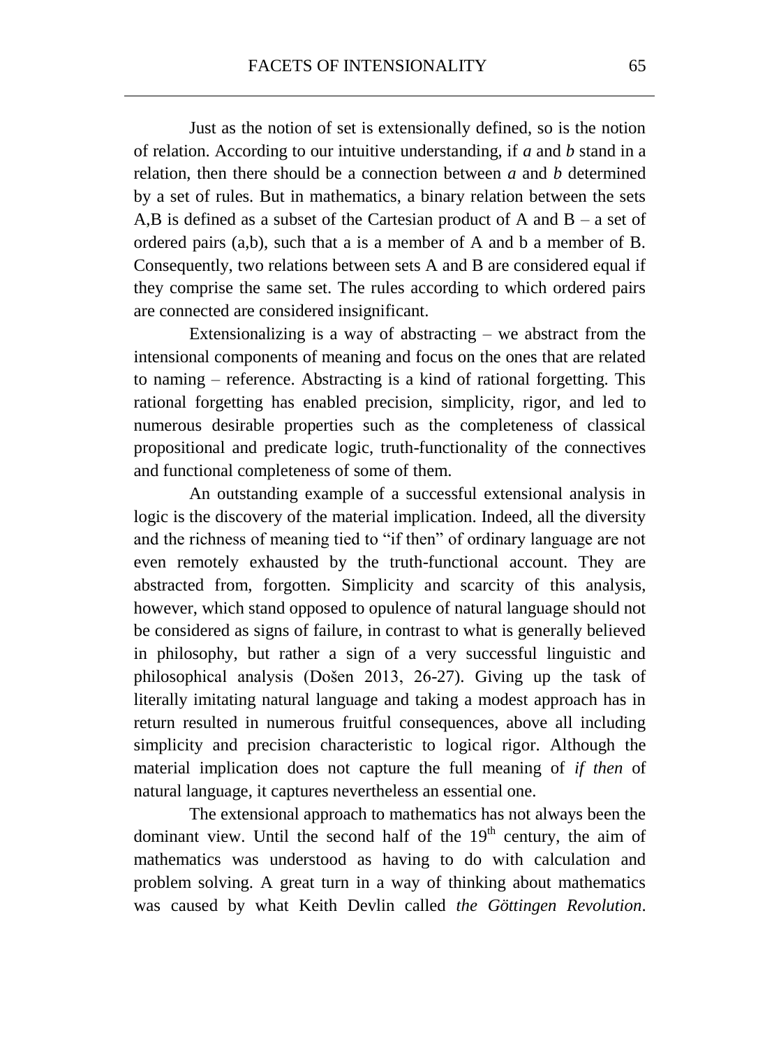Just as the notion of set is extensionally defined, so is the notion of relation. According to our intuitive understanding, if *a* and *b* stand in a relation, then there should be a connection between *a* and *b* determined by a set of rules. But in mathematics, a binary relation between the sets A,B is defined as a subset of the Cartesian product of A and B – a set of ordered pairs (a,b), such that a is a member of A and b a member of B. Consequently, two relations between sets A and B are considered equal if they comprise the same set. The rules according to which ordered pairs are connected are considered insignificant.

Extensionalizing is a way of abstracting – we abstract from the intensional components of meaning and focus on the ones that are related to naming – reference. Abstracting is a kind of rational forgetting. This rational forgetting has enabled precision, simplicity, rigor, and led to numerous desirable properties such as the completeness of classical propositional and predicate logic, truth-functionality of the connectives and functional completeness of some of them.

An outstanding example of a successful extensional analysis in logic is the discovery of the material implication. Indeed, all the diversity and the richness of meaning tied to "if then" of ordinary language are not even remotely exhausted by the truth-functional account. They are abstracted from, forgotten. Simplicity and scarcity of this analysis, however, which stand opposed to opulence of natural language should not be considered as signs of failure, in contrast to what is generally believed in philosophy, but rather a sign of a very successful linguistic and philosophical analysis (Došen 2013, 26-27). Giving up the task of literally imitating natural language and taking a modest approach has in return resulted in numerous fruitful consequences, above all including simplicity and precision characteristic to logical rigor. Although the material implication does not capture the full meaning of *if then* of natural language, it captures nevertheless an essential one.

The extensional approach to mathematics has not always been the dominant view. Until the second half of the 19th century, the aim of mathematics was understood as having to do with calculation and problem solving. A great turn in a way of thinking about mathematics was caused by what Keith Devlin called *the Göttingen Revolution*.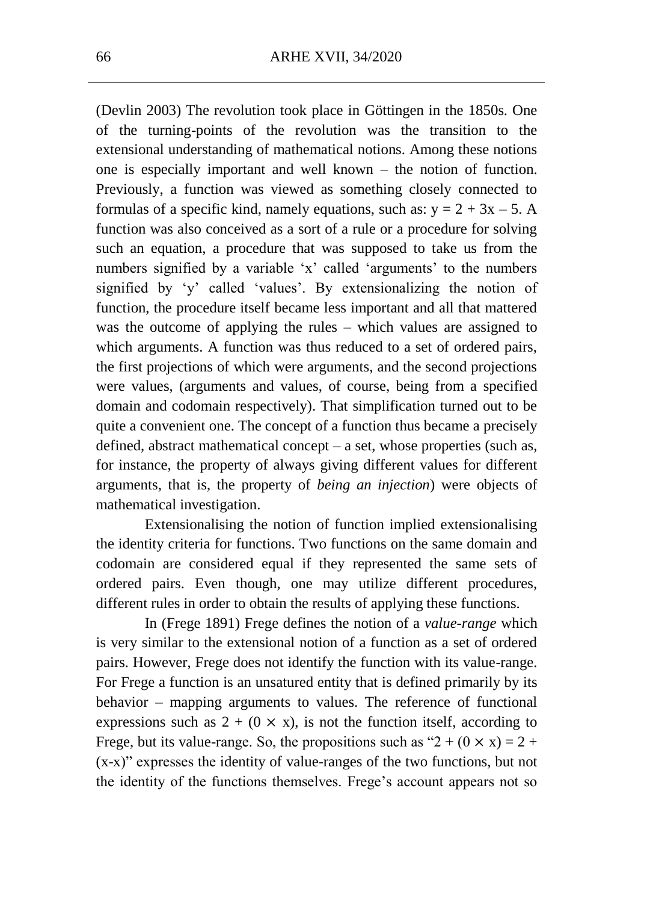(Devlin 2003) The revolution took place in Göttingen in the 1850s. One of the turning-points of the revolution was the transition to the extensional understanding of mathematical notions. Among these notions one is especially important and well known – the notion of function. Previously, a function was viewed as something closely connected to formulas of a specific kind, namely equations, such as: $y = 2 + 3x – 5$. A function was also conceived as a sort of a rule or a procedure for solving such an equation, a procedure that was supposed to take us from the numbers signified by a variable 'x' called 'arguments' to the numbers signified by 'y' called 'values'. By extensionalizing the notion of function, the procedure itself became less important and all that mattered was the outcome of applying the rules – which values are assigned to which arguments. A function was thus reduced to a set of ordered pairs, the first projections of which were arguments, and the second projections were values, (arguments and values, of course, being from a specified domain and codomain respectively). That simplification turned out to be quite a convenient one. The concept of a function thus became a precisely defined, abstract mathematical concept – a set, whose properties (such as, for instance, the property of always giving different values for different arguments, that is, the property of *being an injection*) were objects of mathematical investigation.

Extensionalising the notion of function implied extensionalising the identity criteria for functions. Two functions on the same domain and codomain are considered equal if they represented the same sets of ordered pairs. Even though, one may utilize different procedures, different rules in order to obtain the results of applying these functions.

In (Frege 1891) Frege defines the notion of a *value-range* which is very similar to the extensional notion of a function as a set of ordered pairs. However, Frege does not identify the function with its value-range. For Frege a function is an unsatured entity that is defined primarily by its behavior – mapping arguments to values. The reference of functional expressions such as $2 + (0 \times x)$, is not the function itself, according to Frege, but its value-range. So, the propositions such as "$2 + (0 \times x) = 2 + (x\text{-}x)$" expresses the identity of value-ranges of the two functions, but not the identity of the functions themselves. Frege's account appears not so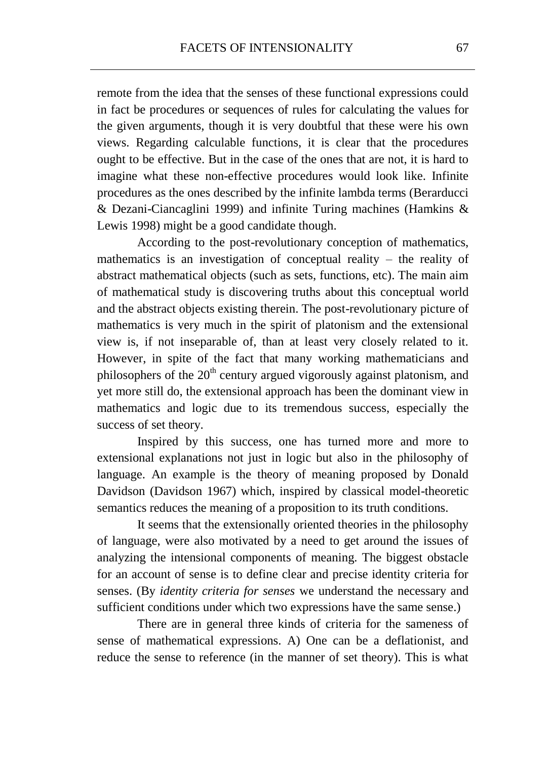remote from the idea that the senses of these functional expressions could in fact be procedures or sequences of rules for calculating the values for the given arguments, though it is very doubtful that these were his own views. Regarding calculable functions, it is clear that the procedures ought to be effective. But in the case of the ones that are not, it is hard to imagine what these non-effective procedures would look like. Infinite procedures as the ones described by the infinite lambda terms (Berarducci & Dezani-Ciancaglini 1999) and infinite Turing machines (Hamkins & Lewis 1998) might be a good candidate though.

According to the post-revolutionary conception of mathematics, mathematics is an investigation of conceptual reality – the reality of abstract mathematical objects (such as sets, functions, etc). The main aim of mathematical study is discovering truths about this conceptual world and the abstract objects existing therein. The post-revolutionary picture of mathematics is very much in the spirit of platonism and the extensional view is, if not inseparable of, than at least very closely related to it. However, in spite of the fact that many working mathematicians and philosophers of the 20th century argued vigorously against platonism, and yet more still do, the extensional approach has been the dominant view in mathematics and logic due to its tremendous success, especially the success of set theory.

Inspired by this success, one has turned more and more to extensional explanations not just in logic but also in the philosophy of language. An example is the theory of meaning proposed by Donald Davidson (Davidson 1967) which, inspired by classical model-theoretic semantics reduces the meaning of a proposition to its truth conditions.

It seems that the extensionally oriented theories in the philosophy of language, were also motivated by a need to get around the issues of analyzing the intensional components of meaning. The biggest obstacle for an account of sense is to define clear and precise identity criteria for senses. (By *identity criteria for senses* we understand the necessary and sufficient conditions under which two expressions have the same sense.)

There are in general three kinds of criteria for the sameness of sense of mathematical expressions. A) One can be a deflationist, and reduce the sense to reference (in the manner of set theory). This is what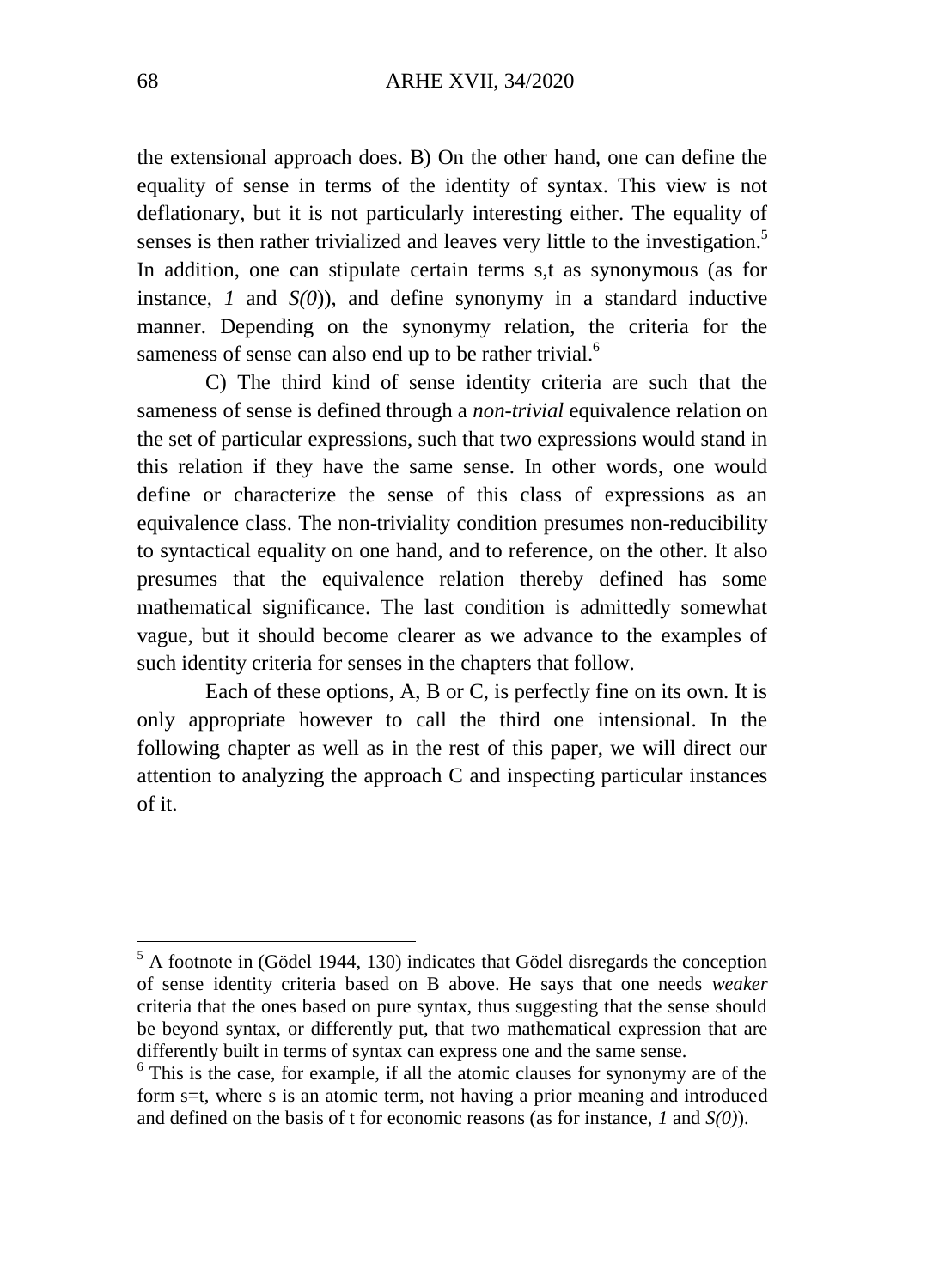the extensional approach does. B) On the other hand, one can define the equality of sense in terms of the identity of syntax. This view is not deflationary, but it is not particularly interesting either. The equality of senses is then rather trivialized and leaves very little to the investigation.[5] In addition, one can stipulate certain terms s,t as synonymous (as for instance, *1* and *S(0)*), and define synonymy in a standard inductive manner. Depending on the synonymy relation, the criteria for the sameness of sense can also end up to be rather trivial.[6]

C) The third kind of sense identity criteria are such that the sameness of sense is defined through a *non-trivial* equivalence relation on the set of particular expressions, such that two expressions would stand in this relation if they have the same sense. In other words, one would define or characterize the sense of this class of expressions as an equivalence class. The non-triviality condition presumes non-reducibility to syntactical equality on one hand, and to reference, on the other. It also presumes that the equivalence relation thereby defined has some mathematical significance. The last condition is admittedly somewhat vague, but it should become clearer as we advance to the examples of such identity criteria for senses in the chapters that follow.

Each of these options, A, B or C, is perfectly fine on its own. It is only appropriate however to call the third one intensional. In the following chapter as well as in the rest of this paper, we will direct our attention to analyzing the approach C and inspecting particular instances of it.

---

[5] A footnote in (Gödel 1944, 130) indicates that Gödel disregards the conception of sense identity criteria based on B above. He says that one needs *weaker* criteria that the ones based on pure syntax, thus suggesting that the sense should be beyond syntax, or differently put, that two mathematical expression that are differently built in terms of syntax can express one and the same sense.

[6] This is the case, for example, if all the atomic clauses for synonymy are of the form s=t, where s is an atomic term, not having a prior meaning and introduced and defined on the basis of t for economic reasons (as for instance, *1* and *S(0)*).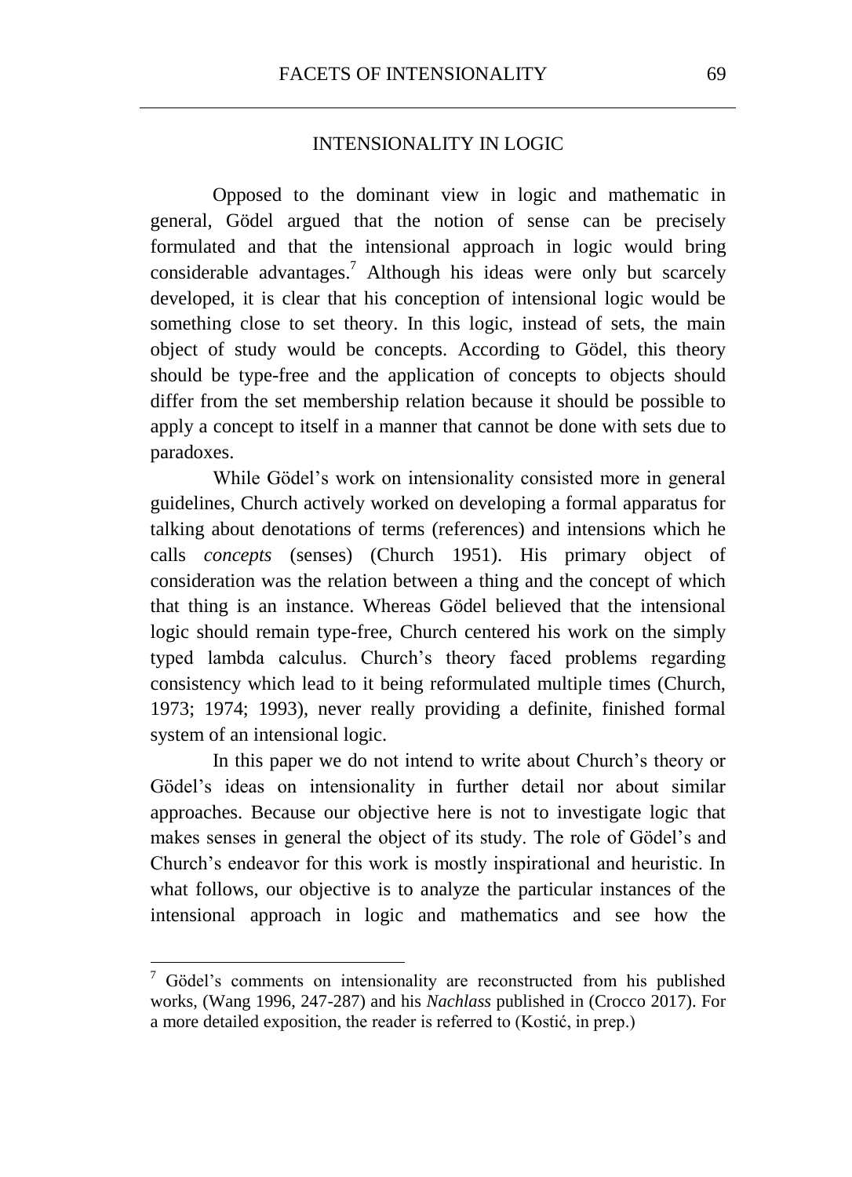## INTENSIONALITY IN LOGIC

Opposed to the dominant view in logic and mathematic in general, Gödel argued that the notion of sense can be precisely formulated and that the intensional approach in logic would bring considerable advantages.[7] Although his ideas were only but scarcely developed, it is clear that his conception of intensional logic would be something close to set theory. In this logic, instead of sets, the main object of study would be concepts. According to Gödel, this theory should be type-free and the application of concepts to objects should differ from the set membership relation because it should be possible to apply a concept to itself in a manner that cannot be done with sets due to paradoxes.

While Gödel's work on intensionality consisted more in general guidelines, Church actively worked on developing a formal apparatus for talking about denotations of terms (references) and intensions which he calls *concepts* (senses) (Church 1951). His primary object of consideration was the relation between a thing and the concept of which that thing is an instance. Whereas Gödel believed that the intensional logic should remain type-free, Church centered his work on the simply typed lambda calculus. Church's theory faced problems regarding consistency which lead to it being reformulated multiple times (Church, 1973; 1974; 1993), never really providing a definite, finished formal system of an intensional logic.

In this paper we do not intend to write about Church's theory or Gödel's ideas on intensionality in further detail nor about similar approaches. Because our objective here is not to investigate logic that makes senses in general the object of its study. The role of Gödel's and Church's endeavor for this work is mostly inspirational and heuristic. In what follows, our objective is to analyze the particular instances of the intensional approach in logic and mathematics and see how the

[7] Gödel's comments on intensionality are reconstructed from his published works, (Wang 1996, 247-287) and his *Nachlass* published in (Crocco 2017). For a more detailed exposition, the reader is referred to (Kostić, in prep.)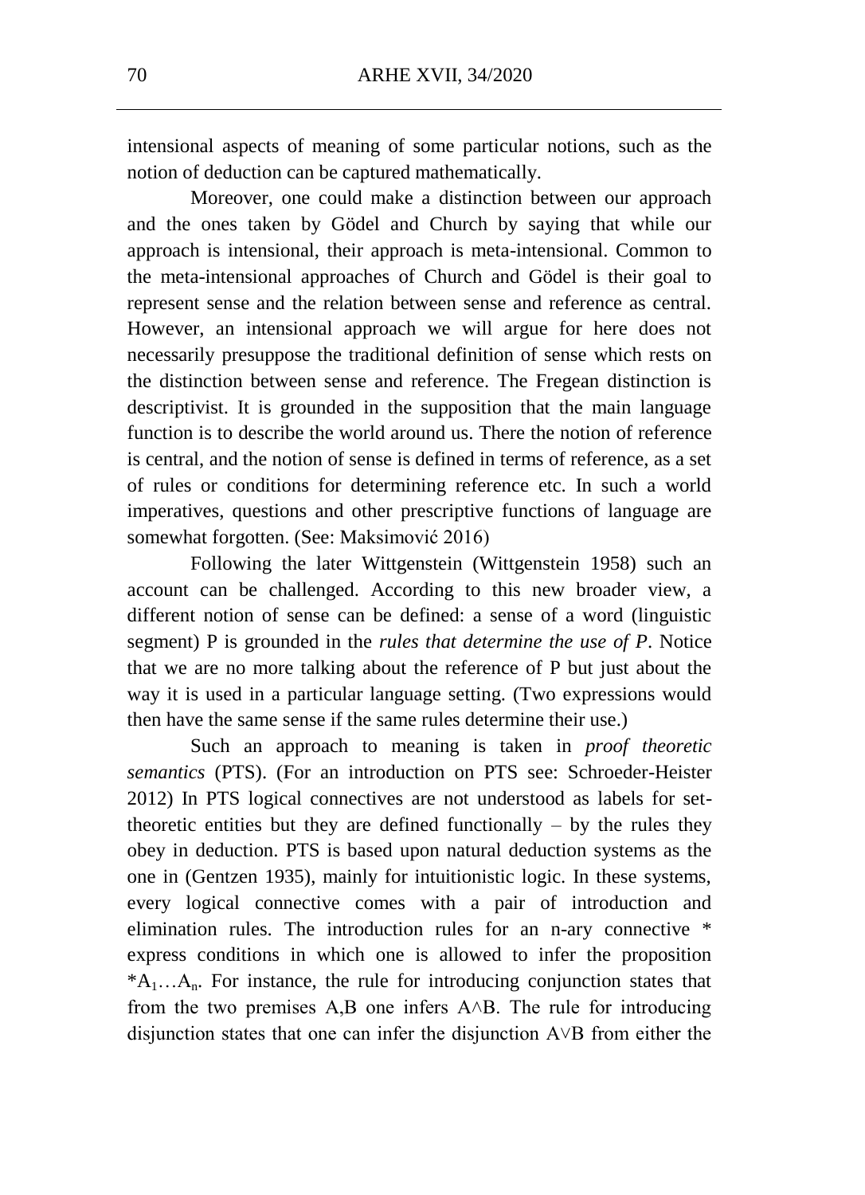intensional aspects of meaning of some particular notions, such as the notion of deduction can be captured mathematically.

Moreover, one could make a distinction between our approach and the ones taken by Gödel and Church by saying that while our approach is intensional, their approach is meta-intensional. Common to the meta-intensional approaches of Church and Gödel is their goal to represent sense and the relation between sense and reference as central. However, an intensional approach we will argue for here does not necessarily presuppose the traditional definition of sense which rests on the distinction between sense and reference. The Fregean distinction is descriptivist. It is grounded in the supposition that the main language function is to describe the world around us. There the notion of reference is central, and the notion of sense is defined in terms of reference, as a set of rules or conditions for determining reference etc. In such a world imperatives, questions and other prescriptive functions of language are somewhat forgotten. (See: Maksimović 2016)

Following the later Wittgenstein (Wittgenstein 1958) such an account can be challenged. According to this new broader view, a different notion of sense can be defined: a sense of a word (linguistic segment) P is grounded in the *rules that determine the use of P*. Notice that we are no more talking about the reference of P but just about the way it is used in a particular language setting. (Two expressions would then have the same sense if the same rules determine their use.)

Such an approach to meaning is taken in *proof theoretic semantics* (PTS). (For an introduction on PTS see: Schroeder-Heister 2012) In PTS logical connectives are not understood as labels for set-theoretic entities but they are defined functionally – by the rules they obey in deduction. PTS is based upon natural deduction systems as the one in (Gentzen 1935), mainly for intuitionistic logic. In these systems, every logical connective comes with a pair of introduction and elimination rules. The introduction rules for an n-ary connective * express conditions in which one is allowed to infer the proposition $*A_1 \ldots A_n$. For instance, the rule for introducing conjunction states that from the two premises A,B one infers $A \wedge B$. The rule for introducing disjunction states that one can infer the disjunction $A \vee B$ from either the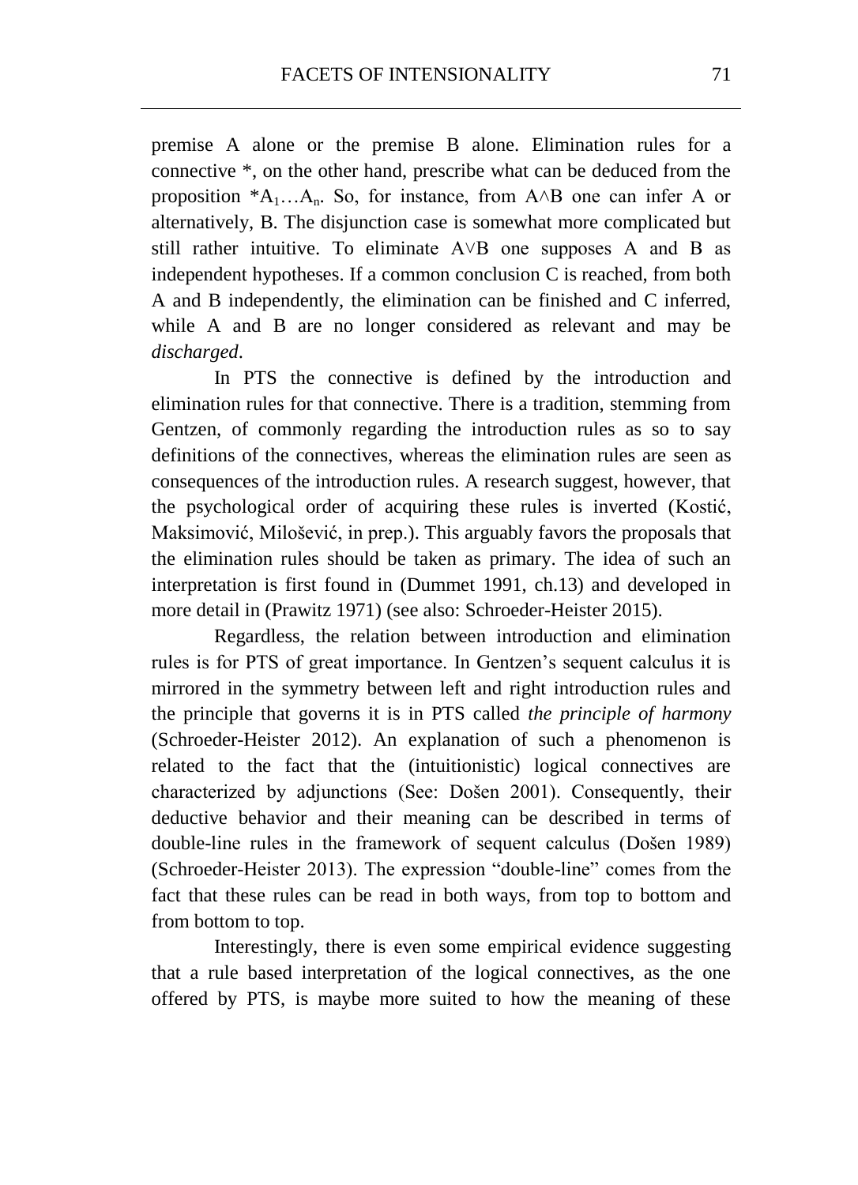premise A alone or the premise B alone. Elimination rules for a connective *, on the other hand, prescribe what can be deduced from the proposition $*A_1…A_n$. So, for instance, from A∧B one can infer A or alternatively, B. The disjunction case is somewhat more complicated but still rather intuitive. To eliminate A∨B one supposes A and B as independent hypotheses. If a common conclusion C is reached, from both A and B independently, the elimination can be finished and C inferred, while A and B are no longer considered as relevant and may be *discharged*.

In PTS the connective is defined by the introduction and elimination rules for that connective. There is a tradition, stemming from Gentzen, of commonly regarding the introduction rules as so to say definitions of the connectives, whereas the elimination rules are seen as consequences of the introduction rules. A research suggest, however, that the psychological order of acquiring these rules is inverted (Kostić, Maksimović, Milošević, in prep.). This arguably favors the proposals that the elimination rules should be taken as primary. The idea of such an interpretation is first found in (Dummet 1991, ch.13) and developed in more detail in (Prawitz 1971) (see also: Schroeder-Heister 2015).

Regardless, the relation between introduction and elimination rules is for PTS of great importance. In Gentzen's sequent calculus it is mirrored in the symmetry between left and right introduction rules and the principle that governs it is in PTS called *the principle of harmony* (Schroeder-Heister 2012). An explanation of such a phenomenon is related to the fact that the (intuitionistic) logical connectives are characterized by adjunctions (See: Došen 2001). Consequently, their deductive behavior and their meaning can be described in terms of double-line rules in the framework of sequent calculus (Došen 1989) (Schroeder-Heister 2013). The expression "double-line" comes from the fact that these rules can be read in both ways, from top to bottom and from bottom to top.

Interestingly, there is even some empirical evidence suggesting that a rule based interpretation of the logical connectives, as the one offered by PTS, is maybe more suited to how the meaning of these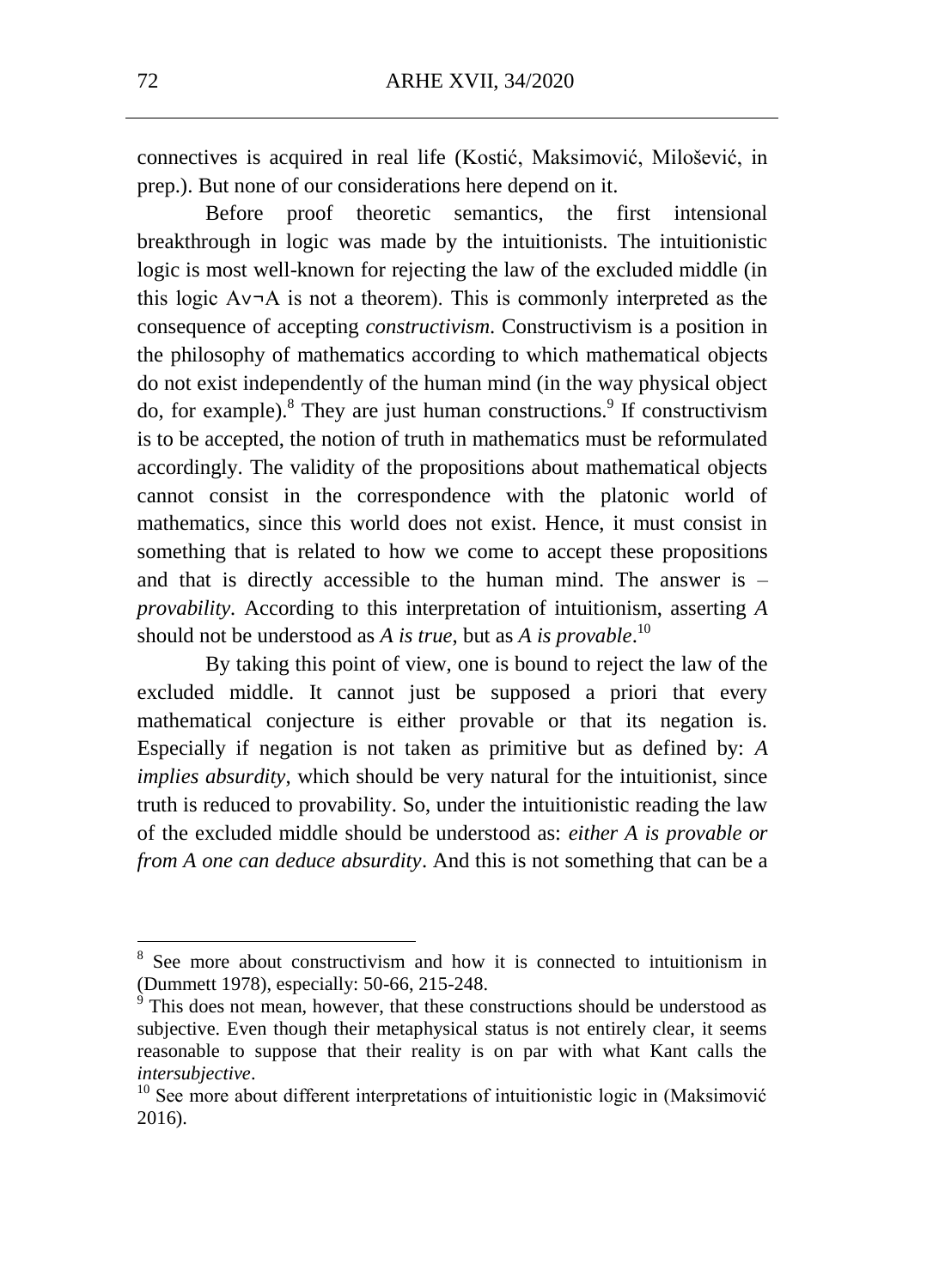connectives is acquired in real life (Kostić, Maksimović, Milošević, in prep.). But none of our considerations here depend on it.

Before proof theoretic semantics, the first intensional breakthrough in logic was made by the intuitionists. The intuitionistic logic is most well-known for rejecting the law of the excluded middle (in this logic $A \vee \neg A$ is not a theorem). This is commonly interpreted as the consequence of accepting *constructivism*. Constructivism is a position in the philosophy of mathematics according to which mathematical objects do not exist independently of the human mind (in the way physical object do, for example).[8] They are just human constructions.[9] If constructivism is to be accepted, the notion of truth in mathematics must be reformulated accordingly. The validity of the propositions about mathematical objects cannot consist in the correspondence with the platonic world of mathematics, since this world does not exist. Hence, it must consist in something that is related to how we come to accept these propositions and that is directly accessible to the human mind. The answer is – *provability*. According to this interpretation of intuitionism, asserting *A* should not be understood as *A is true*, but as *A is provable*.[10]

By taking this point of view, one is bound to reject the law of the excluded middle. It cannot just be supposed a priori that every mathematical conjecture is either provable or that its negation is. Especially if negation is not taken as primitive but as defined by: *A implies absurdity*, which should be very natural for the intuitionist, since truth is reduced to provability. So, under the intuitionistic reading the law of the excluded middle should be understood as: *either A is provable or from A one can deduce absurdity*. And this is not something that can be a

---

[8] See more about constructivism and how it is connected to intuitionism in (Dummett 1978), especially: 50-66, 215-248.

[9] This does not mean, however, that these constructions should be understood as subjective. Even though their metaphysical status is not entirely clear, it seems reasonable to suppose that their reality is on par with what Kant calls the *intersubjective*.

[10] See more about different interpretations of intuitionistic logic in (Maksimović 2016).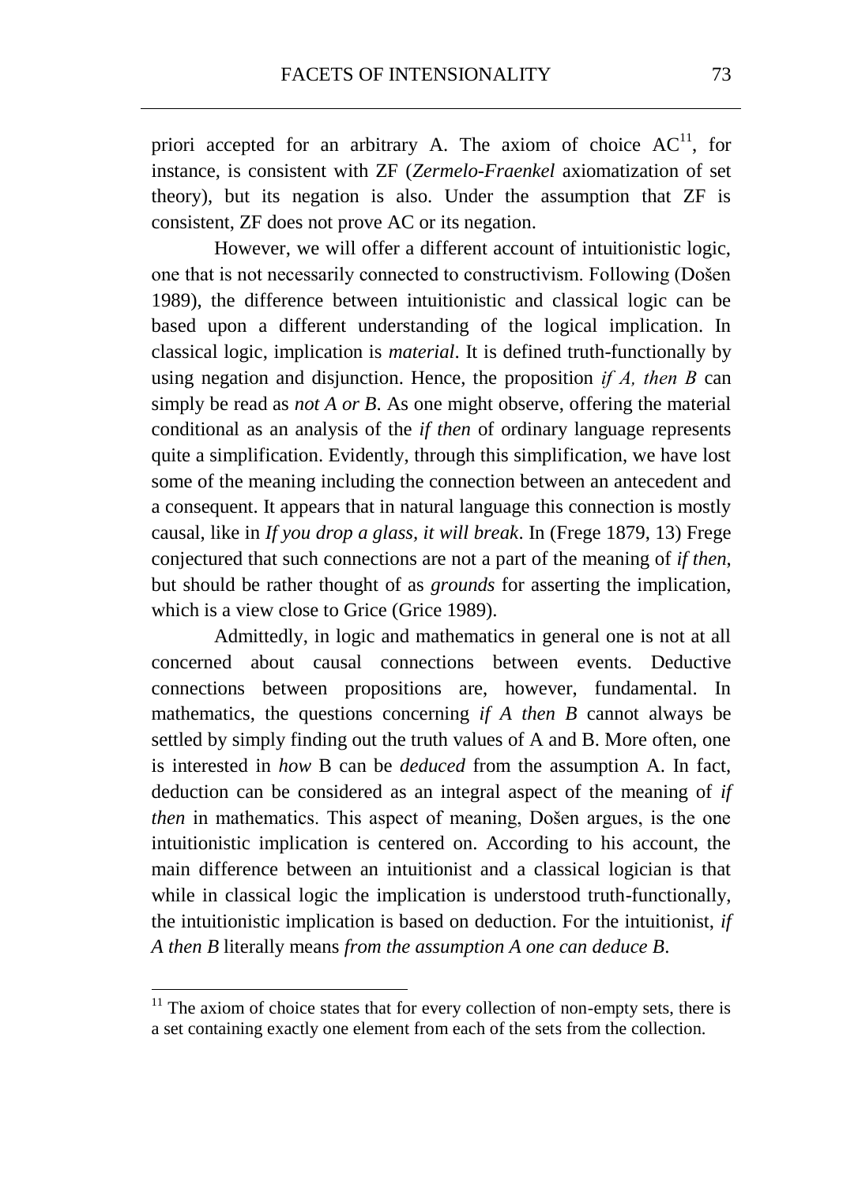priori accepted for an arbitrary A. The axiom of choice AC[11], for instance, is consistent with ZF (*Zermelo-Fraenkel* axiomatization of set theory), but its negation is also. Under the assumption that ZF is consistent, ZF does not prove AC or its negation.

However, we will offer a different account of intuitionistic logic, one that is not necessarily connected to constructivism. Following (Došen 1989), the difference between intuitionistic and classical logic can be based upon a different understanding of the logical implication. In classical logic, implication is *material*. It is defined truth-functionally by using negation and disjunction. Hence, the proposition *if A, then B* can simply be read as *not A or B*. As one might observe, offering the material conditional as an analysis of the *if then* of ordinary language represents quite a simplification. Evidently, through this simplification, we have lost some of the meaning including the connection between an antecedent and a consequent. It appears that in natural language this connection is mostly causal, like in *If you drop a glass, it will break*. In (Frege 1879, 13) Frege conjectured that such connections are not a part of the meaning of *if then*, but should be rather thought of as *grounds* for asserting the implication, which is a view close to Grice (Grice 1989).

Admittedly, in logic and mathematics in general one is not at all concerned about causal connections between events. Deductive connections between propositions are, however, fundamental. In mathematics, the questions concerning *if A then B* cannot always be settled by simply finding out the truth values of A and B. More often, one is interested in *how* B can be *deduced* from the assumption A. In fact, deduction can be considered as an integral aspect of the meaning of *if then* in mathematics. This aspect of meaning, Došen argues, is the one intuitionistic implication is centered on. According to his account, the main difference between an intuitionist and a classical logician is that while in classical logic the implication is understood truth-functionally, the intuitionistic implication is based on deduction. For the intuitionist, *if A then B* literally means *from the assumption A one can deduce B*.

[11] The axiom of choice states that for every collection of non-empty sets, there is a set containing exactly one element from each of the sets from the collection.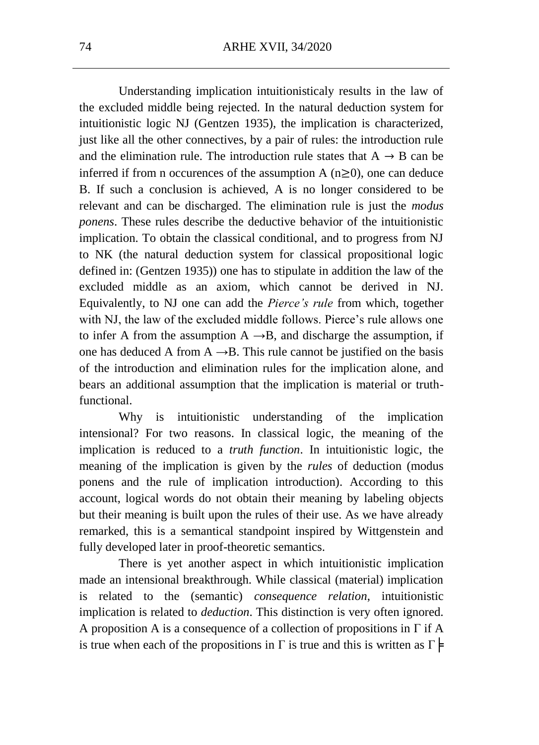Understanding implication intuitionisticaly results in the law of the excluded middle being rejected. In the natural deduction system for intuitionistic logic NJ (Gentzen 1935), the implication is characterized, just like all the other connectives, by a pair of rules: the introduction rule and the elimination rule. The introduction rule states that $A \rightarrow B$ can be inferred if from n occurences of the assumption A ($n \geq 0$), one can deduce B. If such a conclusion is achieved, A is no longer considered to be relevant and can be discharged. The elimination rule is just the *modus ponens*. These rules describe the deductive behavior of the intuitionistic implication. To obtain the classical conditional, and to progress from NJ to NK (the natural deduction system for classical propositional logic defined in: (Gentzen 1935)) one has to stipulate in addition the law of the excluded middle as an axiom, which cannot be derived in NJ. Equivalently, to NJ one can add the *Pierce's rule* from which, together with NJ, the law of the excluded middle follows. Pierce's rule allows one to infer A from the assumption $A \rightarrow B$, and discharge the assumption, if one has deduced A from $A \rightarrow B$. This rule cannot be justified on the basis of the introduction and elimination rules for the implication alone, and bears an additional assumption that the implication is material or truth-functional.

Why is intuitionistic understanding of the implication intensional? For two reasons. In classical logic, the meaning of the implication is reduced to a *truth function*. In intuitionistic logic, the meaning of the implication is given by the *rules* of deduction (modus ponens and the rule of implication introduction). According to this account, logical words do not obtain their meaning by labeling objects but their meaning is built upon the rules of their use. As we have already remarked, this is a semantical standpoint inspired by Wittgenstein and fully developed later in proof-theoretic semantics.

There is yet another aspect in which intuitionistic implication made an intensional breakthrough. While classical (material) implication is related to the (semantic) *consequence relation*, intuitionistic implication is related to *deduction*. This distinction is very often ignored. A proposition A is a consequence of a collection of propositions in $\Gamma$ if A is true when each of the propositions in $\Gamma$ is true and this is written as $\Gamma \models$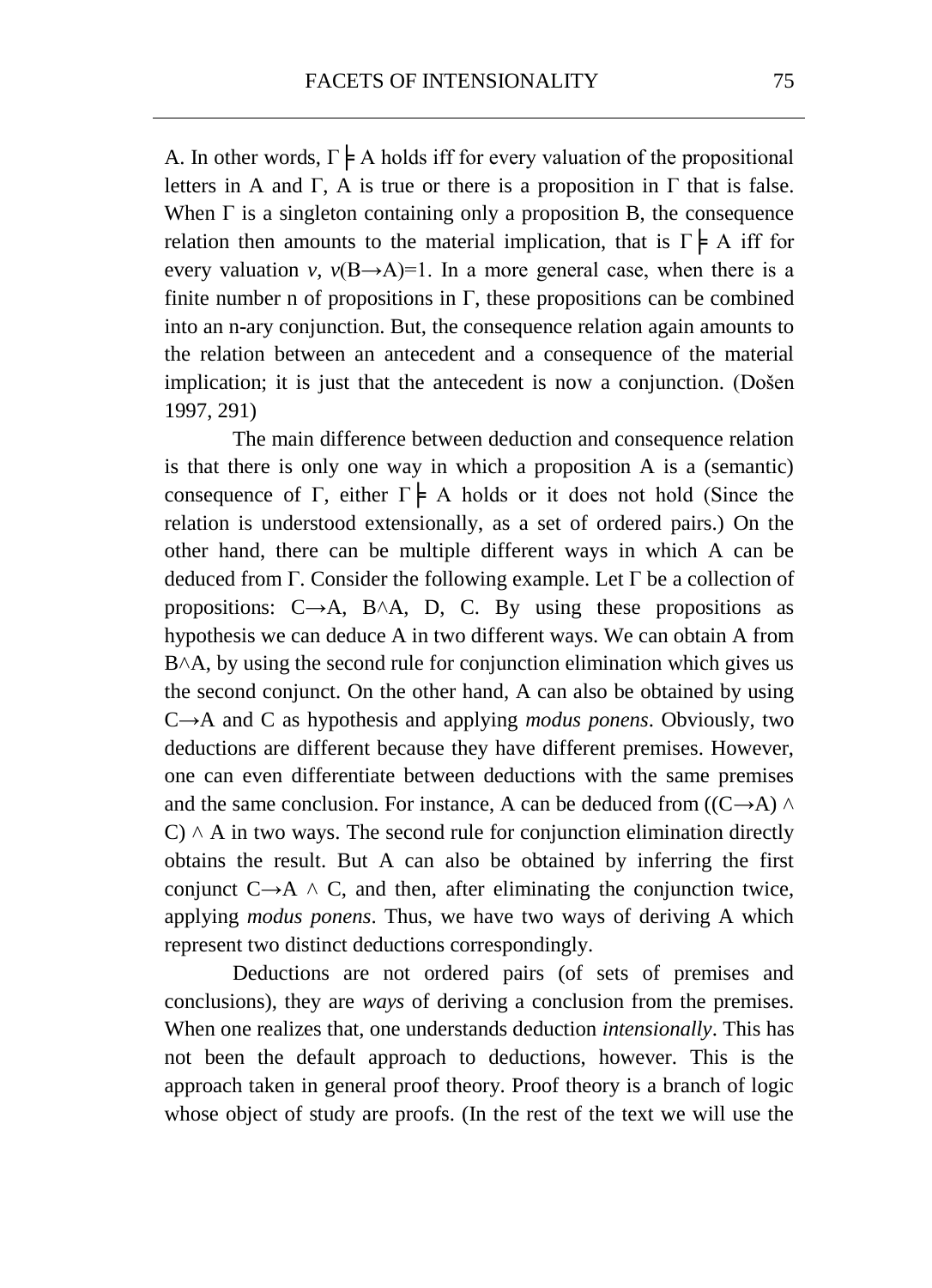A. In other words, $\Gamma \models A$ holds iff for every valuation of the propositional letters in A and Γ, A is true or there is a proposition in Γ that is false. When Γ is a singleton containing only a proposition B, the consequence relation then amounts to the material implication, that is $\Gamma \models A$ iff for every valuation $v$, $v(B \rightarrow A)=1$. In a more general case, when there is a finite number n of propositions in Γ, these propositions can be combined into an n-ary conjunction. But, the consequence relation again amounts to the relation between an antecedent and a consequence of the material implication; it is just that the antecedent is now a conjunction. (Došen 1997, 291)

The main difference between deduction and consequence relation is that there is only one way in which a proposition A is a (semantic) consequence of Γ, either $\Gamma \models A$ holds or it does not hold (Since the relation is understood extensionally, as a set of ordered pairs.) On the other hand, there can be multiple different ways in which A can be deduced from Γ. Consider the following example. Let Γ be a collection of propositions: $C \rightarrow A$, $B \wedge A$, D, C. By using these propositions as hypothesis we can deduce A in two different ways. We can obtain A from $B \wedge A$, by using the second rule for conjunction elimination which gives us the second conjunct. On the other hand, A can also be obtained by using $C \rightarrow A$ and C as hypothesis and applying *modus ponens*. Obviously, two deductions are different because they have different premises. However, one can even differentiate between deductions with the same premises and the same conclusion. For instance, A can be deduced from $((C \rightarrow A) \wedge C) \wedge A$ in two ways. The second rule for conjunction elimination directly obtains the result. But A can also be obtained by inferring the first conjunct $C \rightarrow A \wedge C$, and then, after eliminating the conjunction twice, applying *modus ponens*. Thus, we have two ways of deriving A which represent two distinct deductions correspondingly.

Deductions are not ordered pairs (of sets of premises and conclusions), they are *ways* of deriving a conclusion from the premises. When one realizes that, one understands deduction *intensionally*. This has not been the default approach to deductions, however. This is the approach taken in general proof theory. Proof theory is a branch of logic whose object of study are proofs. (In the rest of the text we will use the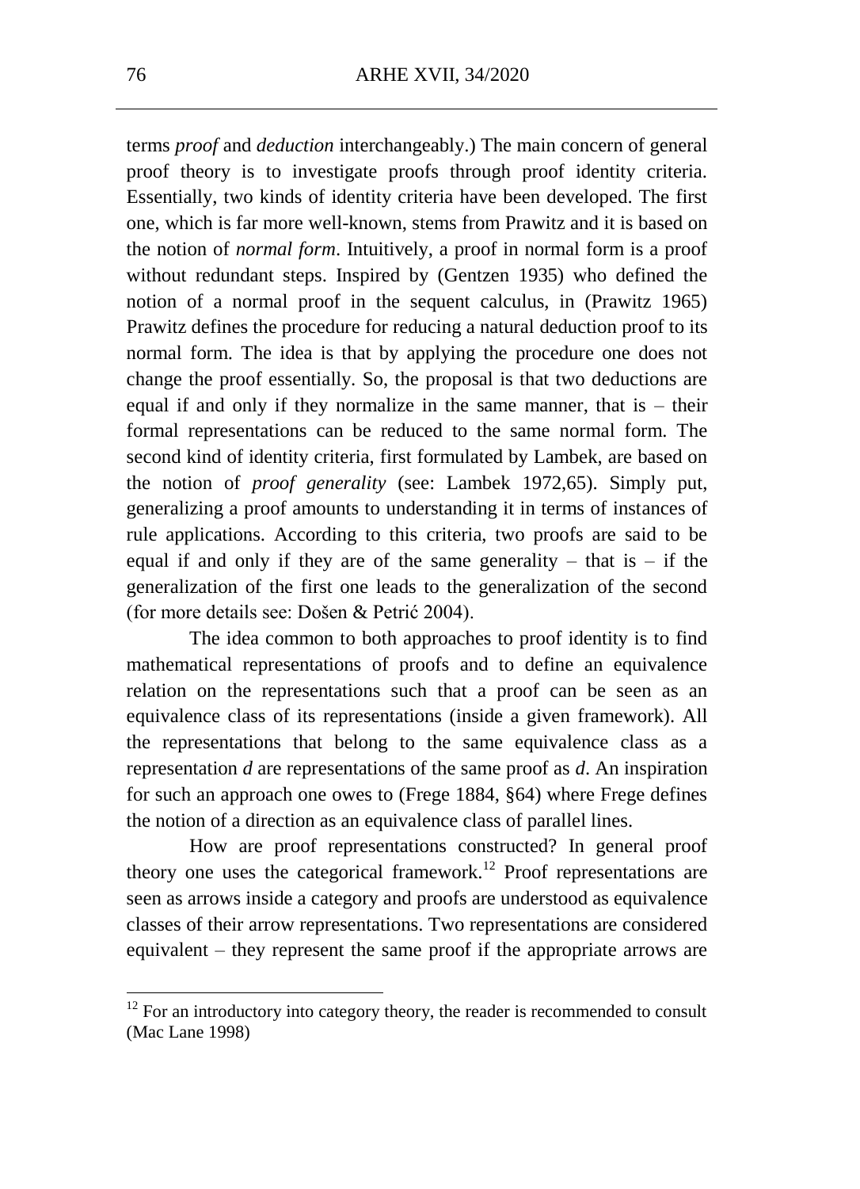terms *proof* and *deduction* interchangeably.) The main concern of general proof theory is to investigate proofs through proof identity criteria. Essentially, two kinds of identity criteria have been developed. The first one, which is far more well-known, stems from Prawitz and it is based on the notion of *normal form*. Intuitively, a proof in normal form is a proof without redundant steps. Inspired by (Gentzen 1935) who defined the notion of a normal proof in the sequent calculus, in (Prawitz 1965) Prawitz defines the procedure for reducing a natural deduction proof to its normal form. The idea is that by applying the procedure one does not change the proof essentially. So, the proposal is that two deductions are equal if and only if they normalize in the same manner, that is – their formal representations can be reduced to the same normal form. The second kind of identity criteria, first formulated by Lambek, are based on the notion of *proof generality* (see: Lambek 1972,65). Simply put, generalizing a proof amounts to understanding it in terms of instances of rule applications. According to this criteria, two proofs are said to be equal if and only if they are of the same generality – that is – if the generalization of the first one leads to the generalization of the second (for more details see: Došen & Petrić 2004).

The idea common to both approaches to proof identity is to find mathematical representations of proofs and to define an equivalence relation on the representations such that a proof can be seen as an equivalence class of its representations (inside a given framework). All the representations that belong to the same equivalence class as a representation *d* are representations of the same proof as *d*. An inspiration for such an approach one owes to (Frege 1884, §64) where Frege defines the notion of a direction as an equivalence class of parallel lines.

How are proof representations constructed? In general proof theory one uses the categorical framework.[12] Proof representations are seen as arrows inside a category and proofs are understood as equivalence classes of their arrow representations. Two representations are considered equivalent – they represent the same proof if the appropriate arrows are

[12] For an introductory into category theory, the reader is recommended to consult (Mac Lane 1998)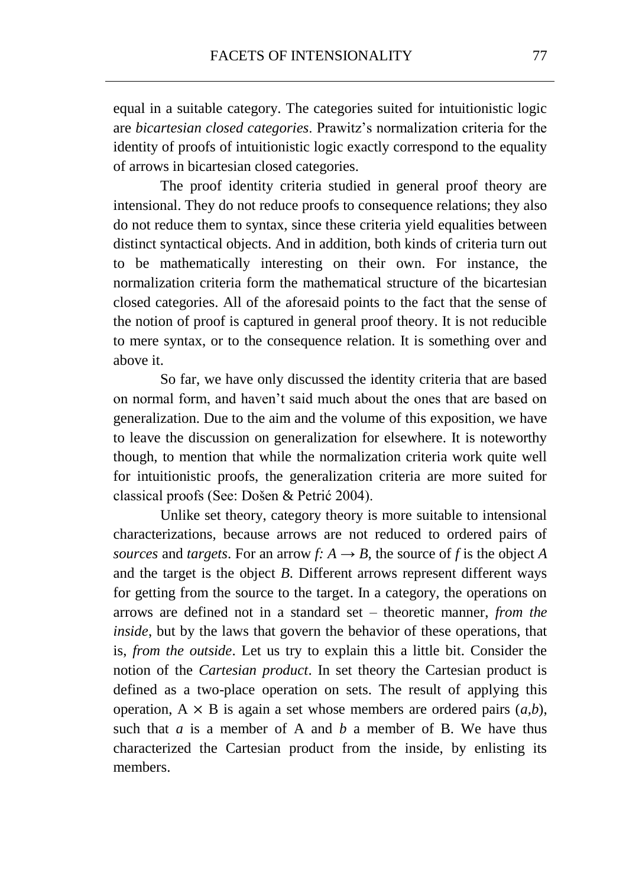equal in a suitable category. The categories suited for intuitionistic logic are *bicartesian closed categories*. Prawitz's normalization criteria for the identity of proofs of intuitionistic logic exactly correspond to the equality of arrows in bicartesian closed categories.

The proof identity criteria studied in general proof theory are intensional. They do not reduce proofs to consequence relations; they also do not reduce them to syntax, since these criteria yield equalities between distinct syntactical objects. And in addition, both kinds of criteria turn out to be mathematically interesting on their own. For instance, the normalization criteria form the mathematical structure of the bicartesian closed categories. All of the aforesaid points to the fact that the sense of the notion of proof is captured in general proof theory. It is not reducible to mere syntax, or to the consequence relation. It is something over and above it.

So far, we have only discussed the identity criteria that are based on normal form, and haven't said much about the ones that are based on generalization. Due to the aim and the volume of this exposition, we have to leave the discussion on generalization for elsewhere. It is noteworthy though, to mention that while the normalization criteria work quite well for intuitionistic proofs, the generalization criteria are more suited for classical proofs (See: Došen & Petrić 2004).

Unlike set theory, category theory is more suitable to intensional characterizations, because arrows are not reduced to ordered pairs of *sources* and *targets*. For an arrow $f: A \rightarrow B$, the source of $f$ is the object $A$ and the target is the object $B$. Different arrows represent different ways for getting from the source to the target. In a category, the operations on arrows are defined not in a standard set – theoretic manner, *from the inside*, but by the laws that govern the behavior of these operations, that is, *from the outside*. Let us try to explain this a little bit. Consider the notion of the *Cartesian product*. In set theory the Cartesian product is defined as a two-place operation on sets. The result of applying this operation, $A \times B$ is again a set whose members are ordered pairs $(a,b)$, such that $a$ is a member of A and $b$ a member of B. We have thus characterized the Cartesian product from the inside, by enlisting its members.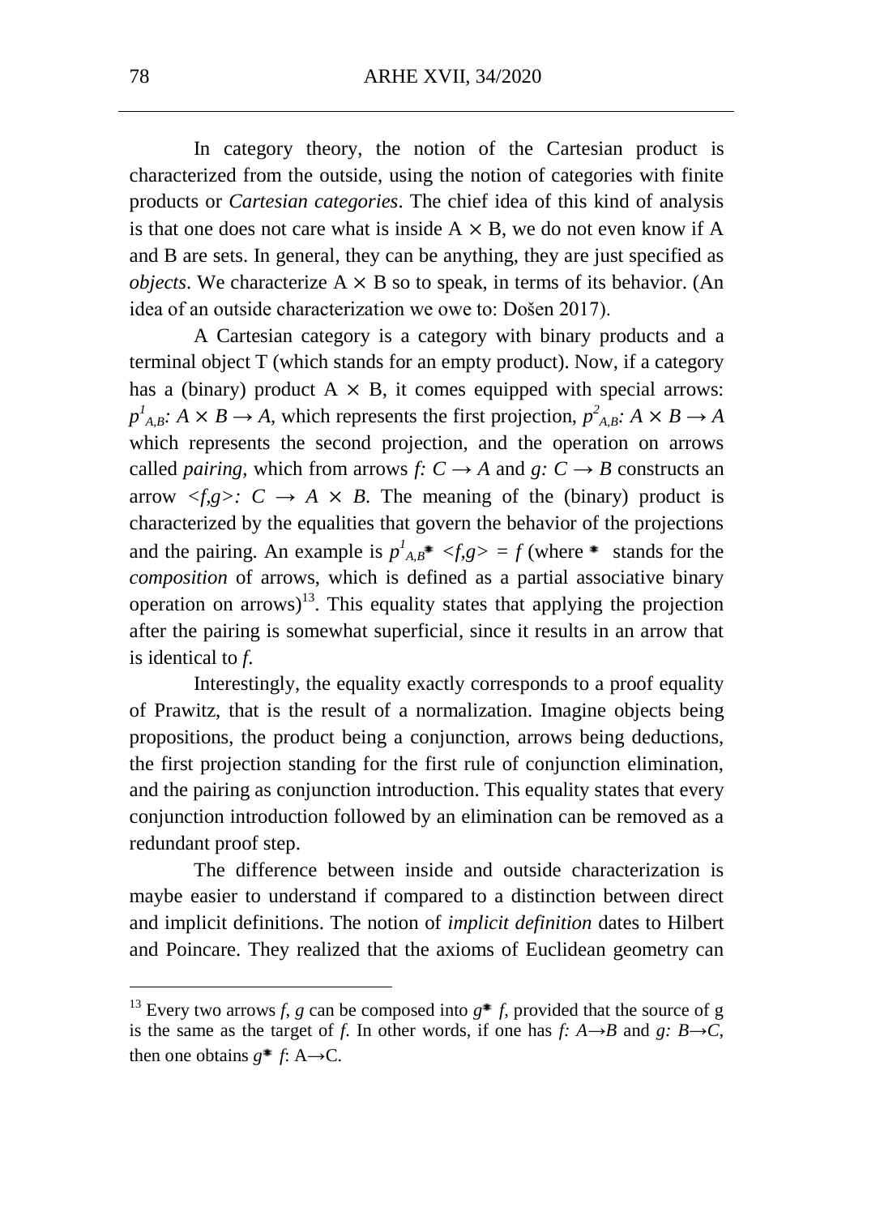In category theory, the notion of the Cartesian product is characterized from the outside, using the notion of categories with finite products or *Cartesian categories*. The chief idea of this kind of analysis is that one does not care what is inside A × B, we do not even know if A and B are sets. In general, they can be anything, they are just specified as *objects*. We characterize A × B so to speak, in terms of its behavior. (An idea of an outside characterization we owe to: Došen 2017).

A Cartesian category is a category with binary products and a terminal object T (which stands for an empty product). Now, if a category has a (binary) product A × B, it comes equipped with special arrows: $p^1_{A,B}: A \times B \rightarrow A$, which represents the first projection, $p^2_{A,B}: A \times B \rightarrow A$ which represents the second projection, and the operation on arrows called *pairing*, which from arrows $f: C \rightarrow A$ and $g: C \rightarrow B$ constructs an arrow $<f,g>: C \rightarrow A \times B$. The meaning of the (binary) product is characterized by the equalities that govern the behavior of the projections and the pairing. An example is $p^1_{A,B} * <f,g> = f$ (where $*$ stands for the *composition* of arrows, which is defined as a partial associative binary operation on arrows)[13]. This equality states that applying the projection after the pairing is somewhat superficial, since it results in an arrow that is identical to *f*.

Interestingly, the equality exactly corresponds to a proof equality of Prawitz, that is the result of a normalization. Imagine objects being propositions, the product being a conjunction, arrows being deductions, the first projection standing for the first rule of conjunction elimination, and the pairing as conjunction introduction. This equality states that every conjunction introduction followed by an elimination can be removed as a redundant proof step.

The difference between inside and outside characterization is maybe easier to understand if compared to a distinction between direct and implicit definitions. The notion of *implicit definition* dates to Hilbert and Poincare. They realized that the axioms of Euclidean geometry can

---

[13] Every two arrows *f*, *g* can be composed into $g * f$, provided that the source of g is the same as the target of *f*. In other words, if one has $f: A \rightarrow B$ and $g: B \rightarrow C$, then one obtains $g * f: A \rightarrow C$.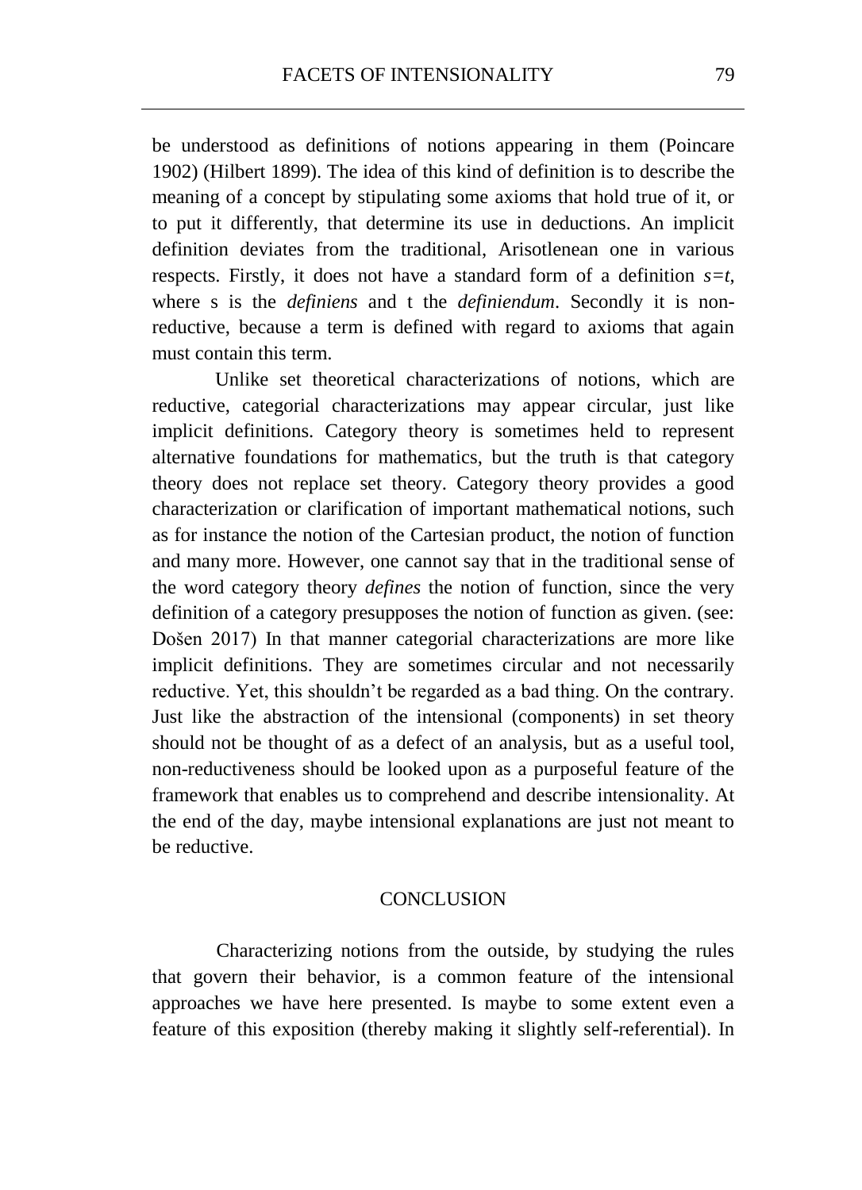be understood as definitions of notions appearing in them (Poincare 1902) (Hilbert 1899). The idea of this kind of definition is to describe the meaning of a concept by stipulating some axioms that hold true of it, or to put it differently, that determine its use in deductions. An implicit definition deviates from the traditional, Arisotlenean one in various respects. Firstly, it does not have a standard form of a definition $s=t$, where s is the *definiens* and t the *definiendum*. Secondly it is non-reductive, because a term is defined with regard to axioms that again must contain this term.

Unlike set theoretical characterizations of notions, which are reductive, categorial characterizations may appear circular, just like implicit definitions. Category theory is sometimes held to represent alternative foundations for mathematics, but the truth is that category theory does not replace set theory. Category theory provides a good characterization or clarification of important mathematical notions, such as for instance the notion of the Cartesian product, the notion of function and many more. However, one cannot say that in the traditional sense of the word category theory *defines* the notion of function, since the very definition of a category presupposes the notion of function as given. (see: Došen 2017) In that manner categorial characterizations are more like implicit definitions. They are sometimes circular and not necessarily reductive. Yet, this shouldn't be regarded as a bad thing. On the contrary. Just like the abstraction of the intensional (components) in set theory should not be thought of as a defect of an analysis, but as a useful tool, non-reductiveness should be looked upon as a purposeful feature of the framework that enables us to comprehend and describe intensionality. At the end of the day, maybe intensional explanations are just not meant to be reductive.

## CONCLUSION

Characterizing notions from the outside, by studying the rules that govern their behavior, is a common feature of the intensional approaches we have here presented. Is maybe to some extent even a feature of this exposition (thereby making it slightly self-referential). In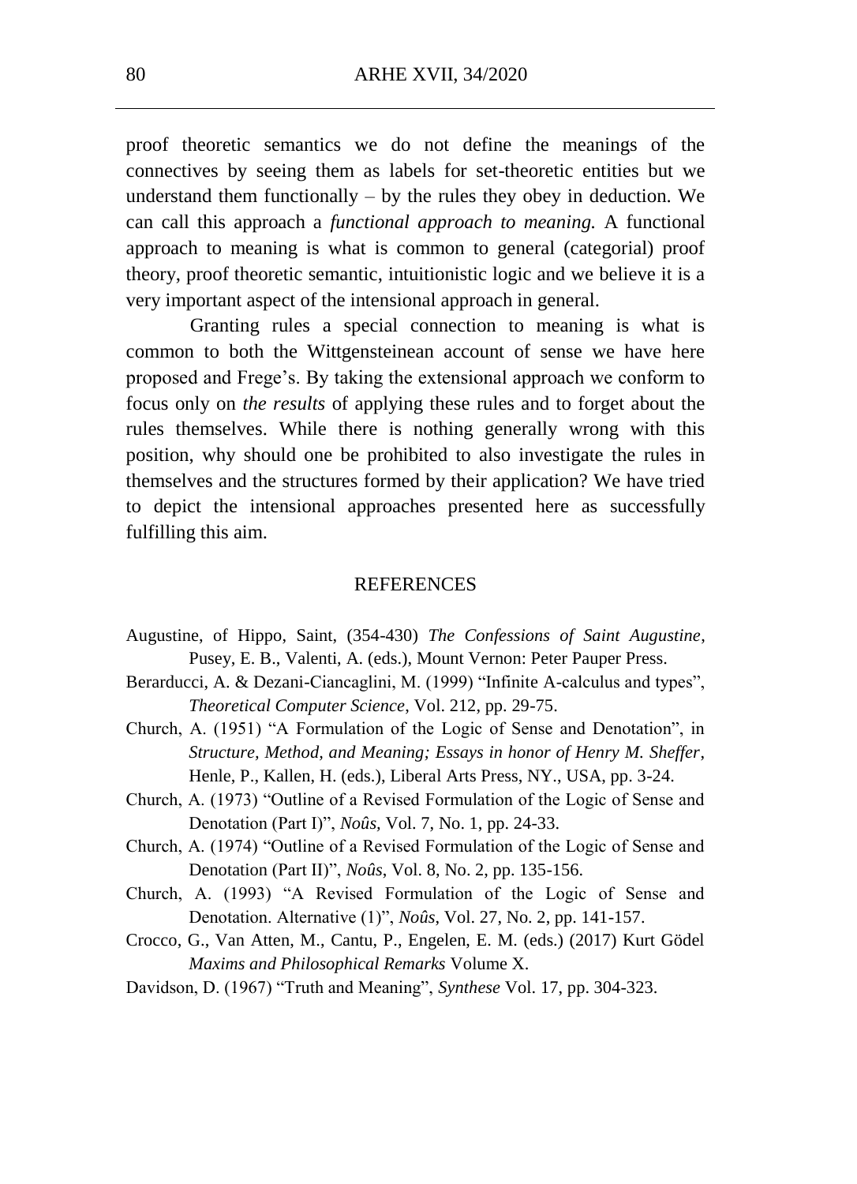proof theoretic semantics we do not define the meanings of the connectives by seeing them as labels for set-theoretic entities but we understand them functionally – by the rules they obey in deduction. We can call this approach a *functional approach to meaning.* A functional approach to meaning is what is common to general (categorial) proof theory, proof theoretic semantic, intuitionistic logic and we believe it is a very important aspect of the intensional approach in general.

Granting rules a special connection to meaning is what is common to both the Wittgensteinean account of sense we have here proposed and Frege's. By taking the extensional approach we conform to focus only on *the results* of applying these rules and to forget about the rules themselves. While there is nothing generally wrong with this position, why should one be prohibited to also investigate the rules in themselves and the structures formed by their application? We have tried to depict the intensional approaches presented here as successfully fulfilling this aim.

## REFERENCES

Augustine, of Hippo, Saint, (354-430) *The Confessions of Saint Augustine*, Pusey, E. B., Valenti, A. (eds.), Mount Vernon: Peter Pauper Press.

Berarducci, A. & Dezani-Ciancaglini, M. (1999) "Infinite Λ-calculus and types", *Theoretical Computer Science*, Vol. 212, pp. 29-75.

Church, A. (1951) "A Formulation of the Logic of Sense and Denotation", in *Structure, Method, and Meaning; Essays in honor of Henry M. Sheffer*, Henle, P., Kallen, H. (eds.), Liberal Arts Press, NY., USA, pp. 3-24.

Church, A. (1973) "Outline of a Revised Formulation of the Logic of Sense and Denotation (Part I)", *Noûs*, Vol. 7, No. 1, pp. 24-33.

Church, A. (1974) "Outline of a Revised Formulation of the Logic of Sense and Denotation (Part II)", *Noûs*, Vol. 8, No. 2, pp. 135-156.

Church, A. (1993) "A Revised Formulation of the Logic of Sense and Denotation. Alternative (1)", *Noûs*, Vol. 27, No. 2, pp. 141-157.

Crocco, G., Van Atten, M., Cantu, P., Engelen, E. M. (eds.) (2017) Kurt Gödel *Maxims and Philosophical Remarks* Volume X.

Davidson, D. (1967) "Truth and Meaning", *Synthese* Vol. 17, pp. 304-323.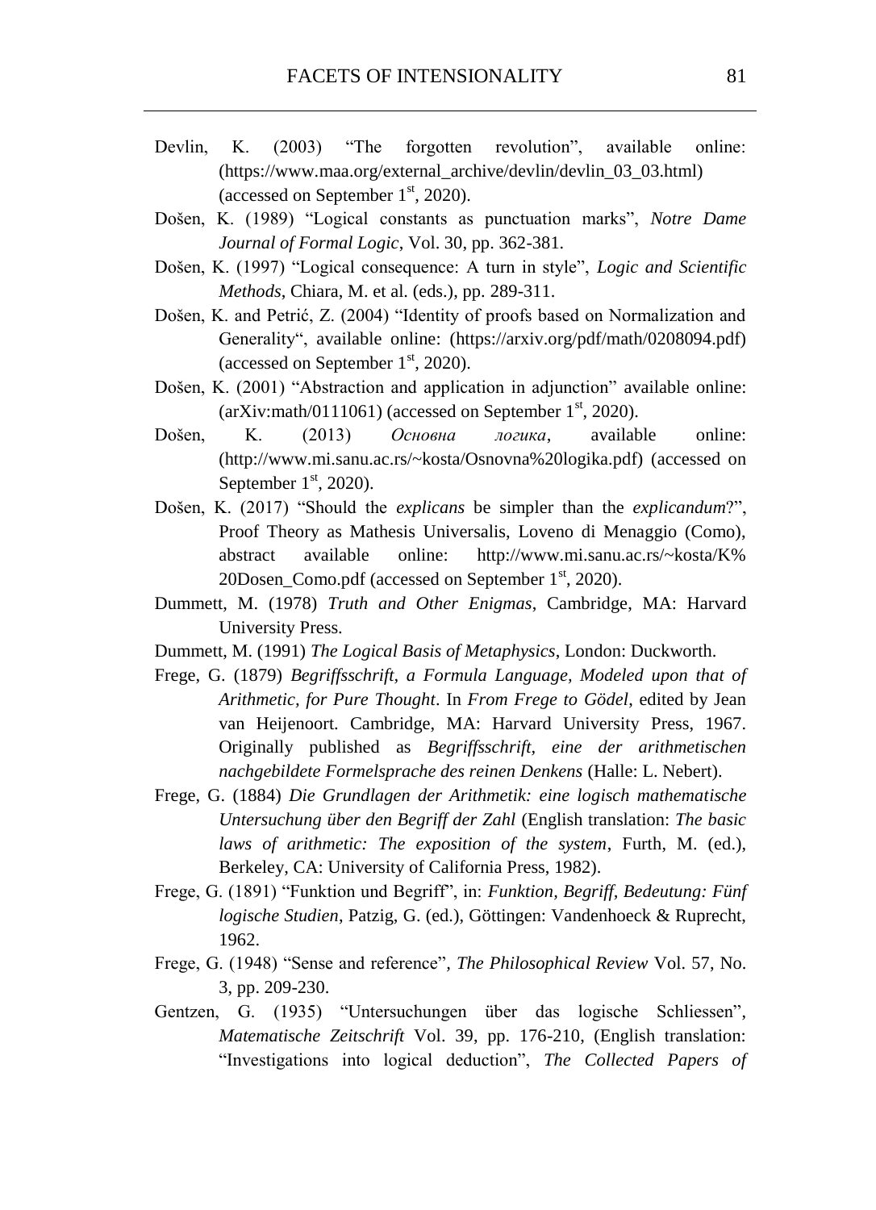Devlin, K. (2003) "The forgotten revolution", available online: (https://www.maa.org/external_archive/devlin/devlin_03_03.html) (accessed on September 1st, 2020).

Došen, K. (1989) "Logical constants as punctuation marks", *Notre Dame Journal of Formal Logic*, Vol. 30, pp. 362-381.

Došen, K. (1997) "Logical consequence: A turn in style", *Logic and Scientific Methods*, Chiara, M. et al. (eds.), pp. 289-311.

Došen, K. and Petrić, Z. (2004) "Identity of proofs based on Normalization and Generality", available online: (https://arxiv.org/pdf/math/0208094.pdf) (accessed on September 1st, 2020).

Došen, K. (2001) "Abstraction and application in adjunction" available online: (arXiv:math/0111061) (accessed on September 1st, 2020).

Došen, K. (2013) *Основна логика*, available online: (http://www.mi.sanu.ac.rs/~kosta/Osnovna%20logika.pdf) (accessed on September 1st, 2020).

Došen, K. (2017) "Should the *explicans* be simpler than the *explicandum*?", Proof Theory as Mathesis Universalis, Loveno di Menaggio (Como), abstract available online: http://www.mi.sanu.ac.rs/~kosta/K%20Dosen_Como.pdf (accessed on September 1st, 2020).

Dummett, M. (1978) *Truth and Other Enigmas*, Cambridge, MA: Harvard University Press.

Dummett, M. (1991) *The Logical Basis of Metaphysics*, London: Duckworth.

Frege, G. (1879) *Begriffsschrift, a Formula Language, Modeled upon that of Arithmetic, for Pure Thought*. In *From Frege to Gödel*, edited by Jean van Heijenoort. Cambridge, MA: Harvard University Press, 1967. Originally published as *Begriffsschrift, eine der arithmetischen nachgebildete Formelsprache des reinen Denkens* (Halle: L. Nebert).

Frege, G. (1884) *Die Grundlagen der Arithmetik: eine logisch mathematische Untersuchung über den Begriff der Zahl* (English translation: *The basic laws of arithmetic: The exposition of the system*, Furth, M. (ed.), Berkeley, CA: University of California Press, 1982).

Frege, G. (1891) "Funktion und Begriff", in: *Funktion, Begriff, Bedeutung: Fünf logische Studien*, Patzig, G. (ed.), Göttingen: Vandenhoeck & Ruprecht, 1962.

Frege, G. (1948) "Sense and reference", *The Philosophical Review* Vol. 57, No. 3, pp. 209-230.

Gentzen, G. (1935) "Untersuchungen über das logische Schliessen", *Matematische Zeitschrift* Vol. 39, pp. 176-210, (English translation: "Investigations into logical deduction", *The Collected Papers of*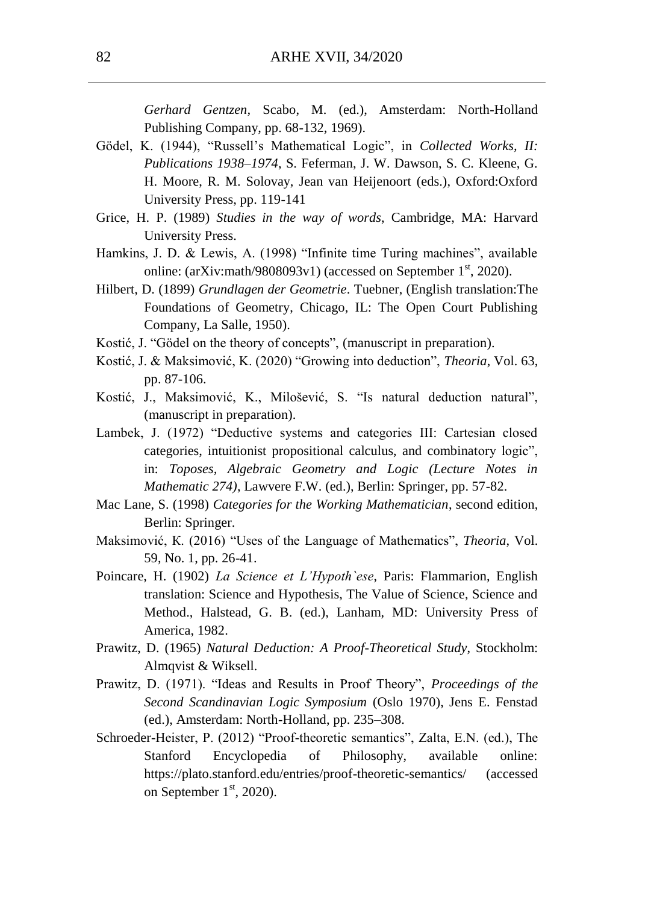*Gerhard Gentzen*, Scabo, M. (ed.), Amsterdam: North-Holland Publishing Company, pp. 68-132, 1969).

Gödel, K. (1944), "Russell's Mathematical Logic", in *Collected Works, II: Publications 1938–1974*, S. Feferman, J. W. Dawson, S. C. Kleene, G. H. Moore, R. M. Solovay, Jean van Heijenoort (eds.), Oxford:Oxford University Press, pp. 119-141

Grice, H. P. (1989) *Studies in the way of words*, Cambridge, MA: Harvard University Press.

Hamkins, J. D. & Lewis, A. (1998) "Infinite time Turing machines", available online: (arXiv:math/9808093v1) (accessed on September 1st, 2020).

Hilbert, D. (1899) *Grundlagen der Geometrie*. Tuebner, (English translation:The Foundations of Geometry, Chicago, IL: The Open Court Publishing Company, La Salle, 1950).

Kostić, J. "Gödel on the theory of concepts", (manuscript in preparation).

Kostić, J. & Maksimović, K. (2020) "Growing into deduction", *Theoria*, Vol. 63, pp. 87-106.

Kostić, J., Maksimović, K., Milošević, S. "Is natural deduction natural", (manuscript in preparation).

Lambek, J. (1972) "Deductive systems and categories III: Cartesian closed categories, intuitionist propositional calculus, and combinatory logic", in: *Toposes, Algebraic Geometry and Logic (Lecture Notes in Mathematic 274)*, Lawvere F.W. (ed.), Berlin: Springer, pp. 57-82.

Mac Lane, S. (1998) *Categories for the Working Mathematician*, second edition, Berlin: Springer.

Maksimović, K. (2016) "Uses of the Language of Mathematics", *Theoria*, Vol. 59, No. 1, pp. 26-41.

Poincare, H. (1902) *La Science et L'Hypoth`ese*, Paris: Flammarion, English translation: Science and Hypothesis, The Value of Science, Science and Method., Halstead, G. B. (ed.), Lanham, MD: University Press of America, 1982.

Prawitz, D. (1965) *Natural Deduction: A Proof-Theoretical Study*, Stockholm: Almqvist & Wiksell.

Prawitz, D. (1971). "Ideas and Results in Proof Theory", *Proceedings of the Second Scandinavian Logic Symposium* (Oslo 1970), Jens E. Fenstad (ed.), Amsterdam: North-Holland, pp. 235–308.

Schroeder-Heister, P. (2012) "Proof-theoretic semantics", Zalta, E.N. (ed.), The Stanford Encyclopedia of Philosophy, available online: https://plato.stanford.edu/entries/proof-theoretic-semantics/ (accessed on September 1st, 2020).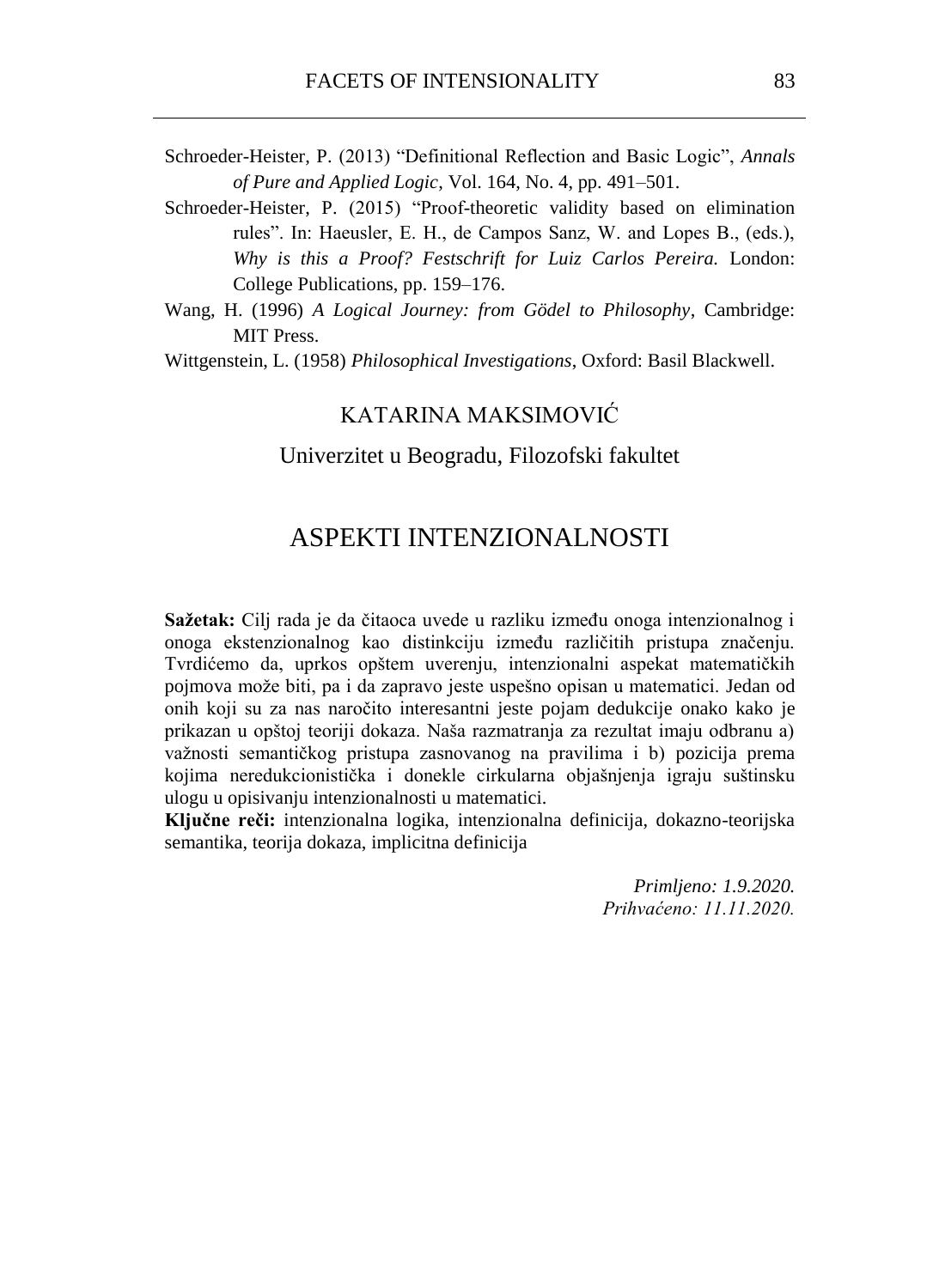Schroeder-Heister, P. (2013) “Definitional Reflection and Basic Logic”, *Annals of Pure and Applied Logic*, Vol. 164, No. 4, pp. 491–501.

Schroeder-Heister, P. (2015) “Proof-theoretic validity based on elimination rules”. In: Haeusler, E. H., de Campos Sanz, W. and Lopes B., (eds.), *Why is this a Proof? Festschrift for Luiz Carlos Pereira.* London: College Publications, pp. 159–176.

Wang, H. (1996) *A Logical Journey: from Gödel to Philosophy*, Cambridge: MIT Press.

Wittgenstein, L. (1958) *Philosophical Investigations*, Oxford: Basil Blackwell.

KATARINA MAKSIMOVIĆ

Univerzitet u Beogradu, Filozofski fakultet

# ASPEKTI INTENZIONALNOSTI

**Sažetak:** Cilj rada je da čitaoca uvede u razliku između onoga intenzionalnog i onoga ekstenzionalnog kao distinkciju između različitih pristupa značenju. Tvrdićemo da, uprkos opštem uverenju, intenzionalni aspekat matematičkih pojmova može biti, pa i da zapravo jeste uspešno opisan u matematici. Jedan od onih koji su za nas naročito interesantni jeste pojam dedukcije onako kako je prikazan u opštoj teoriji dokaza. Naša razmatranja za rezultat imaju odbranu a) važnosti semantičkog pristupa zasnovanog na pravilima i b) pozicija prema kojima neredukcionistička i donekle cirkularna objašnjenja igraju suštinsku ulogu u opisivanju intenzionalnosti u matematici.

**Ključne reči:** intenzionalna logika, intenzionalna definicija, dokazno-teorijska semantika, teorija dokaza, implicitna definicija

*Primljeno: 1.9.2020.*
*Prihvaćeno: 11.11.2020.*